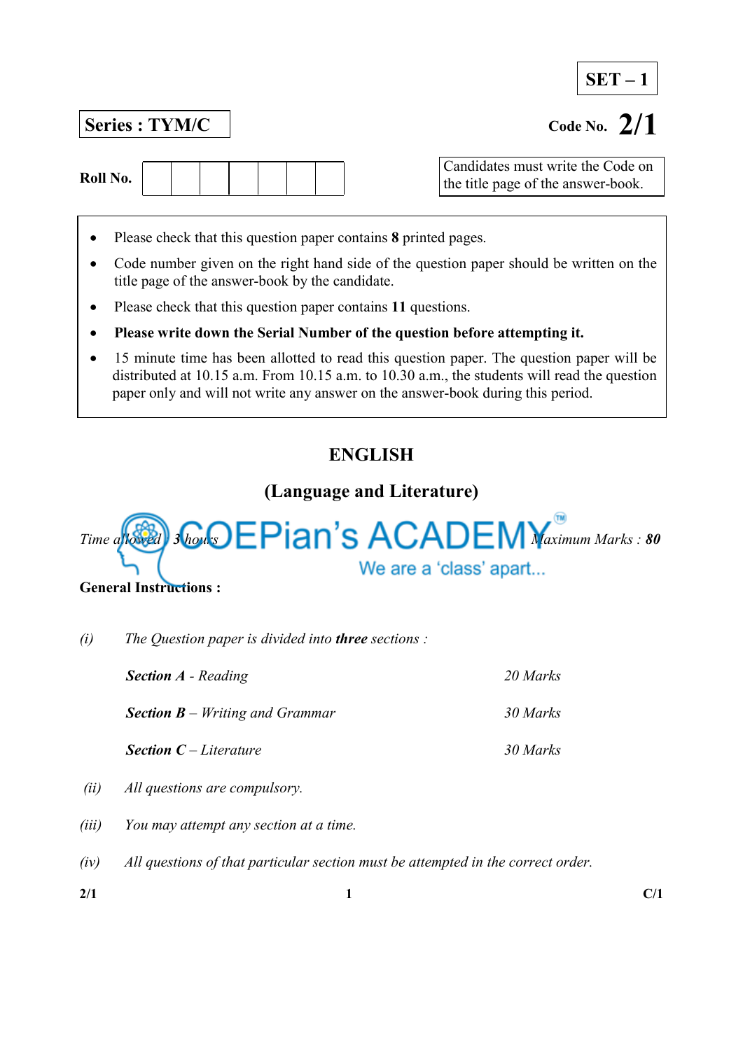**SET – 1**

**Series : TYM/C**

**Code No. 2/1**

**Roll No.** | | | | | | | |

Candidates must write the Code on the title page of the answer-book.

- Please check that this question paper contains **8** printed pages.
- Code number given on the right hand side of the question paper should be written on the title page of the answer-book by the candidate.
- Please check that this question paper contains **11** questions.
- **Please write down the Serial Number of the question before attempting it.**
- 15 minute time has been allotted to read this question paper. The question paper will be distributed at 10.15 a.m. From 10.15 a.m. to 10.30 a.m., the students will read the question paper only and will not write any answer on the answer-book during this period.

# ENGLISH

## (Language and Literature)

*Time allowed : 3 hours* *Maximum Marks : **80***

**General Instructions :**

*(i)* *The Question paper is divided into **three** sections :*

| | |
|---|---|
| ***Section A** - Reading* | *20 Marks* |
| ***Section B** – Writing and Grammar* | *30 Marks* |
| ***Section C** – Literature* | *30 Marks* |

*(ii)* *All questions are compulsory.*

*(iii)* *You may attempt any section at a time.*

*(iv)* *All questions of that particular section must be attempted in the correct order.*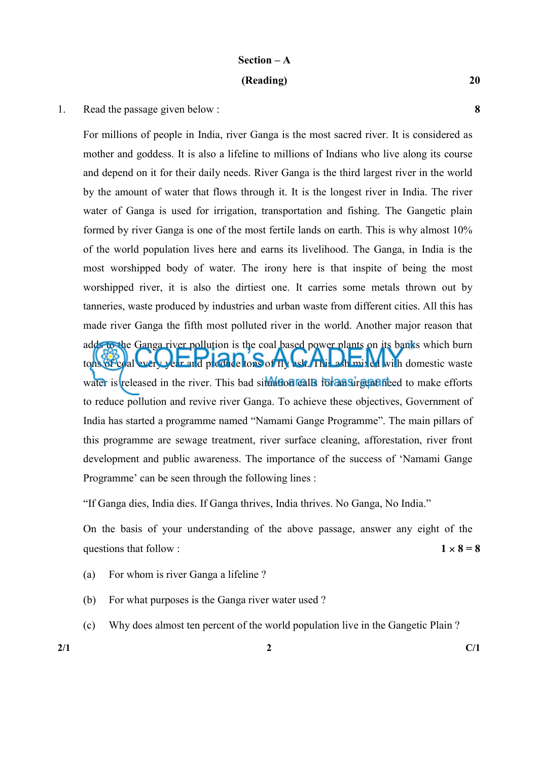## Section – A

### (Reading) 20

1. Read the passage given below : **8**

For millions of people in India, river Ganga is the most sacred river. It is considered as mother and goddess. It is also a lifeline to millions of Indians who live along its course and depend on it for their daily needs. River Ganga is the third largest river in the world by the amount of water that flows through it. It is the longest river in India. The river water of Ganga is used for irrigation, transportation and fishing. The Gangetic plain formed by river Ganga is one of the most fertile lands on earth. This is why almost 10% of the world population lives here and earns its livelihood. The Ganga, in India is the most worshipped body of water. The irony here is that inspite of being the most worshipped river, it is also the dirtiest one. It carries some metals thrown out by tanneries, waste produced by industries and urban waste from different cities. All this has made river Ganga the fifth most polluted river in the world. Another major reason that adds to the Ganga river pollution is the coal based power plants on its banks which burn tons of coal every year and produce tons of fly ash. This ash mixed with domestic waste water is released in the river. This bad situation calls for an urgent need to make efforts to reduce pollution and revive river Ganga. To achieve these objectives, Government of India has started a programme named "Namami Gange Programme". The main pillars of this programme are sewage treatment, river surface cleaning, afforestation, river front development and public awareness. The importance of the success of 'Namami Gange Programme' can be seen through the following lines :

"If Ganga dies, India dies. If Ganga thrives, India thrives. No Ganga, No India."

On the basis of your understanding of the above passage, answer any eight of the questions that follow : **1 × 8 = 8**

(a) For whom is river Ganga a lifeline ?

(b) For what purposes is the Ganga river water used ?

(c) Why does almost ten percent of the world population live in the Gangetic Plain ?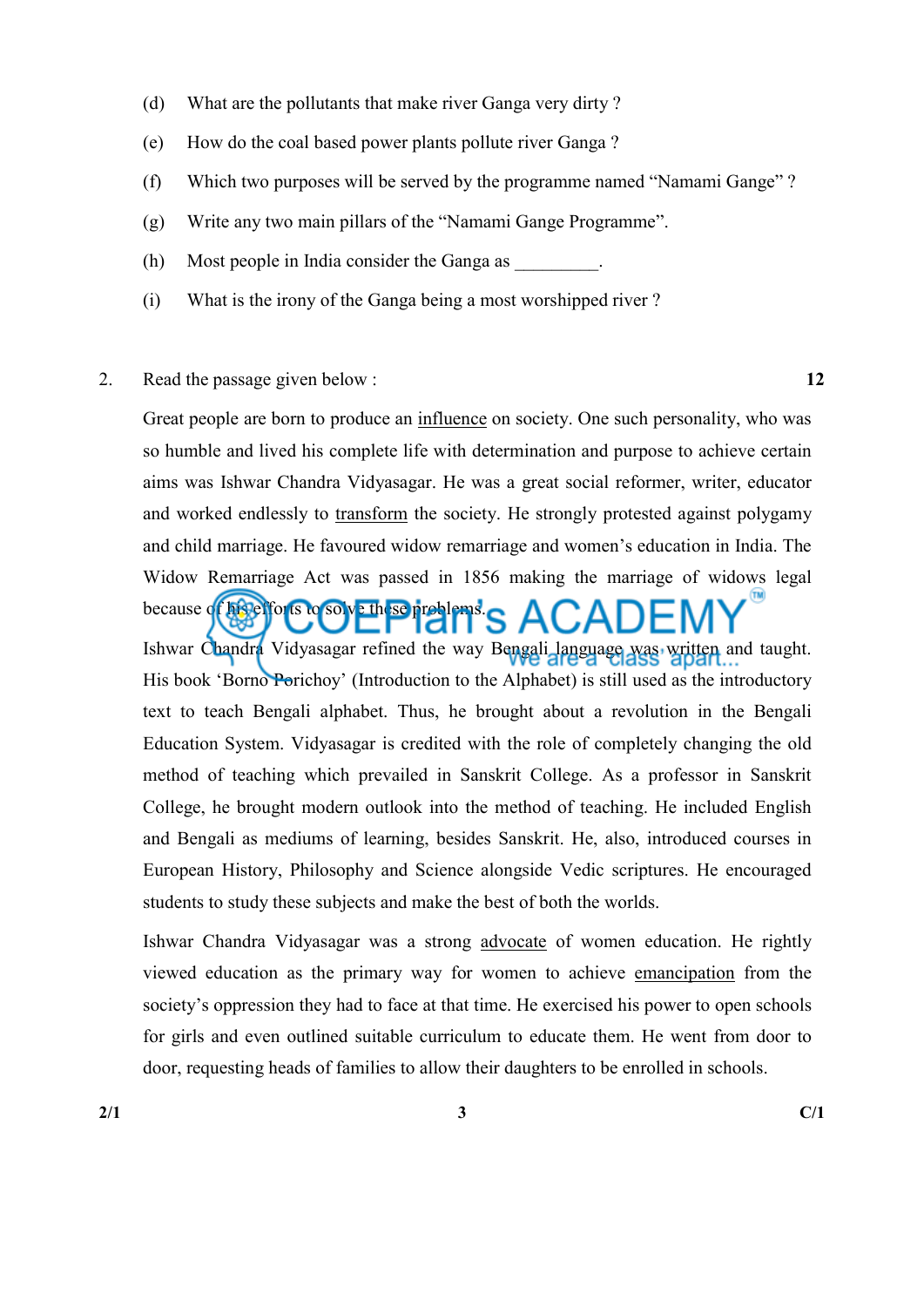(d) What are the pollutants that make river Ganga very dirty ?

(e) How do the coal based power plants pollute river Ganga ?

(f) Which two purposes will be served by the programme named "Namami Gange" ?

(g) Write any two main pillars of the "Namami Gange Programme".

(h) Most people in India consider the Ganga as _________.

(i) What is the irony of the Ganga being a most worshipped river ?

2. Read the passage given below : **12**

Great people are born to produce an <u>influence</u> on society. One such personality, who was so humble and lived his complete life with determination and purpose to achieve certain aims was Ishwar Chandra Vidyasagar. He was a great social reformer, writer, educator and worked endlessly to <u>transform</u> the society. He strongly protested against polygamy and child marriage. He favoured widow remarriage and women's education in India. The Widow Remarriage Act was passed in 1856 making the marriage of widows legal because of his efforts to solve these problems.

Ishwar Chandra Vidyasagar refined the way Bengali language was written and taught. His book 'Borno Porichoy' (Introduction to the Alphabet) is still used as the introductory text to teach Bengali alphabet. Thus, he brought about a revolution in the Bengali Education System. Vidyasagar is credited with the role of completely changing the old method of teaching which prevailed in Sanskrit College. As a professor in Sanskrit College, he brought modern outlook into the method of teaching. He included English and Bengali as mediums of learning, besides Sanskrit. He, also, introduced courses in European History, Philosophy and Science alongside Vedic scriptures. He encouraged students to study these subjects and make the best of both the worlds.

Ishwar Chandra Vidyasagar was a strong <u>advocate</u> of women education. He rightly viewed education as the primary way for women to achieve <u>emancipation</u> from the society's oppression they had to face at that time. He exercised his power to open schools for girls and even outlined suitable curriculum to educate them. He went from door to door, requesting heads of families to allow their daughters to be enrolled in schools.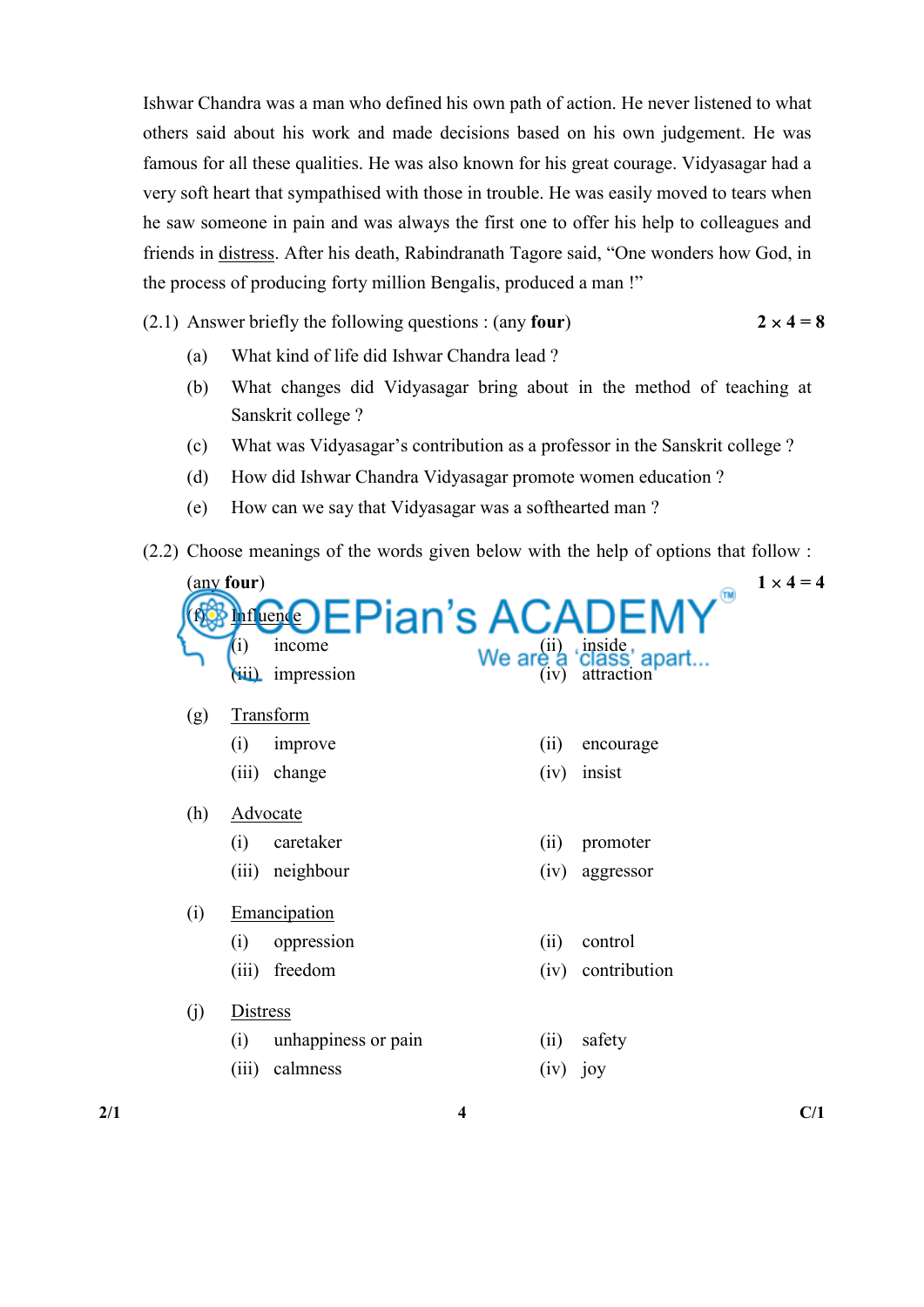Ishwar Chandra was a man who defined his own path of action. He never listened to what others said about his work and made decisions based on his own judgement. He was famous for all these qualities. He was also known for his great courage. Vidyasagar had a very soft heart that sympathised with those in trouble. He was easily moved to tears when he saw someone in pain and was always the first one to offer his help to colleagues and friends in <u>distress</u>. After his death, Rabindranath Tagore said, "One wonders how God, in the process of producing forty million Bengalis, produced a man !"

(2.1) Answer briefly the following questions : (any **four**) **2 × 4 = 8**

(a) What kind of life did Ishwar Chandra lead ?

(b) What changes did Vidyasagar bring about in the method of teaching at Sanskrit college ?

(c) What was Vidyasagar's contribution as a professor in the Sanskrit college ?

(d) How did Ishwar Chandra Vidyasagar promote women education ?

(e) How can we say that Vidyasagar was a softhearted man ?

(2.2) Choose meanings of the words given below with the help of options that follow : (any **four**) **1 × 4 = 4**

(f) <u>Influence</u>

(i) income (ii) inside
(iii) impression (iv) attraction

(g) <u>Transform</u>

(i) improve (ii) encourage
(iii) change (iv) insist

(h) <u>Advocate</u>

(i) caretaker (ii) promoter
(iii) neighbour (iv) aggressor

(i) <u>Emancipation</u>

(i) oppression (ii) control
(iii) freedom (iv) contribution

(j) <u>Distress</u>

(i) unhappiness or pain (ii) safety
(iii) calmness (iv) joy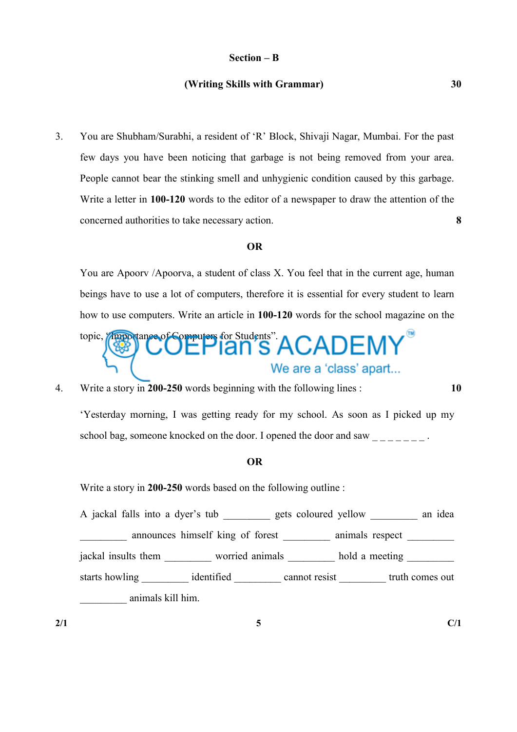**Section – B**

**(Writing Skills with Grammar)** **30**

3. You are Shubham/Surabhi, a resident of 'R' Block, Shivaji Nagar, Mumbai. For the past few days you have been noticing that garbage is not being removed from your area. People cannot bear the stinking smell and unhygienic condition caused by this garbage. Write a letter in **100-120** words to the editor of a newspaper to draw the attention of the concerned authorities to take necessary action. **8**

**OR**

You are Apoorv /Apoorva, a student of class X. You feel that in the current age, human beings have to use a lot of computers, therefore it is essential for every student to learn how to use computers. Write an article in **100-120** words for the school magazine on the topic, "Importance of Computers for Students".

4. Write a story in **200-250** words beginning with the following lines : **10**

'Yesterday morning, I was getting ready for my school. As soon as I picked up my school bag, someone knocked on the door. I opened the door and saw _ _ _ _ _ _ _ .

**OR**

Write a story in **200-250** words based on the following outline :

A jackal falls into a dyer's tub _________ gets coloured yellow _________ an idea _________ announces himself king of forest _________ animals respect _________ jackal insults them _________ worried animals _________ hold a meeting _________ starts howling _________ identified _________ cannot resist _________ truth comes out _________ animals kill him.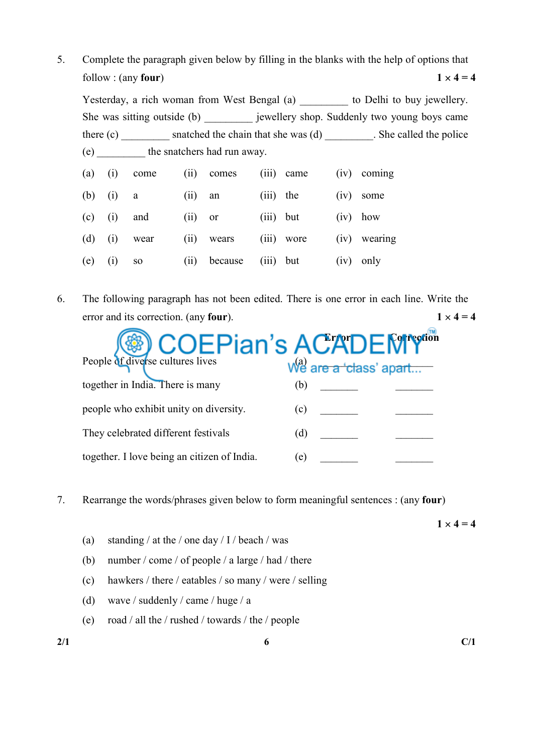5. Complete the paragraph given below by filling in the blanks with the help of options that follow : (any **four**) **1 × 4 = 4**

Yesterday, a rich woman from West Bengal (a) _________ to Delhi to buy jewellery. She was sitting outside (b) _________ jewellery shop. Suddenly two young boys came there (c) _________ snatched the chain that she was (d) _________. She called the police (e) _________ the snatchers had run away.

| | | | | |
|---|---|---|---|---|
| (a) | (i) come | (ii) comes | (iii) came | (iv) coming |
| (b) | (i) a | (ii) an | (iii) the | (iv) some |
| (c) | (i) and | (ii) or | (iii) but | (iv) how |
| (d) | (i) wear | (ii) wears | (iii) wore | (iv) wearing |
| (e) | (i) so | (ii) because | (iii) but | (iv) only |

6. The following paragraph has not been edited. There is one error in each line. Write the error and its correction. (any **four**). **1 × 4 = 4**

| | | Error | Correction |
|---|---|---|---|
| People of diverse cultures lives | (a) | _______ | _______ |
| together in India. There is many | (b) | _______ | _______ |
| people who exhibit unity on diversity. | (c) | _______ | _______ |
| They celebrated different festivals | (d) | _______ | _______ |
| together. I love being an citizen of India. | (e) | _______ | _______ |

7. Rearrange the words/phrases given below to form meaningful sentences : (any **four**) **1 × 4 = 4**

(a) standing / at the / one day / I / beach / was

(b) number / come / of people / a large / had / there

(c) hawkers / there / eatables / so many / were / selling

(d) wave / suddenly / came / huge / a

(e) road / all the / rushed / towards / the / people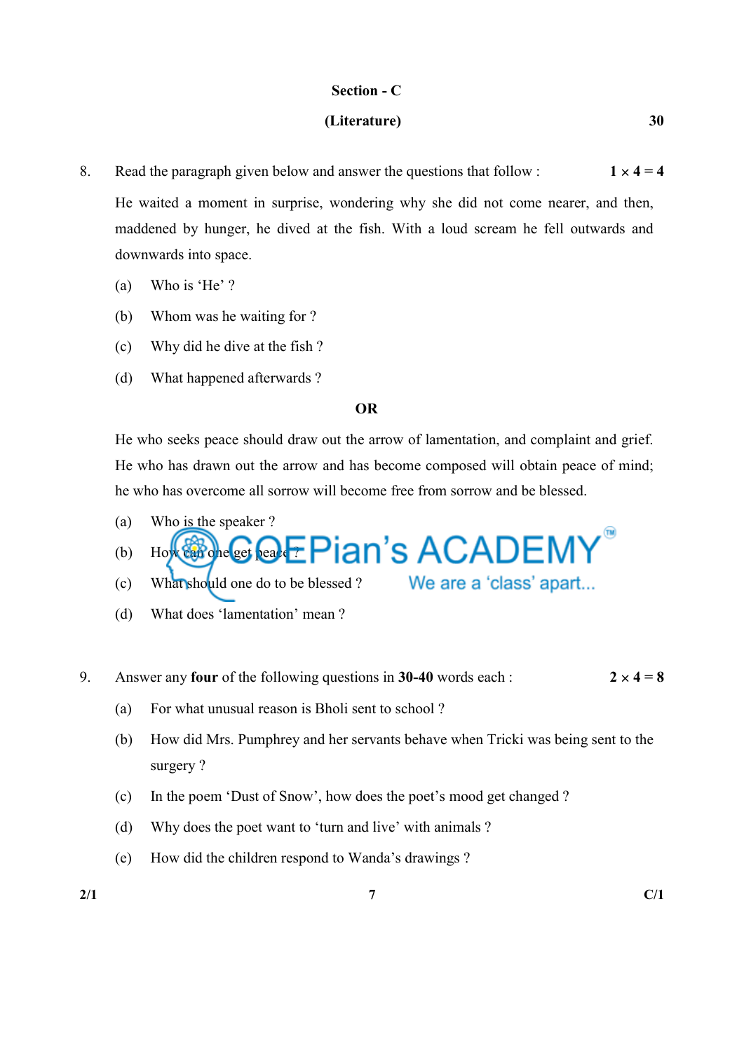## Section - C

**(Literature)** **30**

8. Read the paragraph given below and answer the questions that follow : **1 × 4 = 4**

He waited a moment in surprise, wondering why she did not come nearer, and then, maddened by hunger, he dived at the fish. With a loud scream he fell outwards and downwards into space.

(a) Who is 'He' ?

(b) Whom was he waiting for ?

(c) Why did he dive at the fish ?

(d) What happened afterwards ?

**OR**

He who seeks peace should draw out the arrow of lamentation, and complaint and grief. He who has drawn out the arrow and has become composed will obtain peace of mind; he who has overcome all sorrow will become free from sorrow and be blessed.

(a) Who is the speaker ?

(b) How can one get peace ?

(c) What should one do to be blessed ?

(d) What does 'lamentation' mean ?

9. Answer any **four** of the following questions in **30-40** words each : **2 × 4 = 8**

(a) For what unusual reason is Bholi sent to school ?

(b) How did Mrs. Pumphrey and her servants behave when Tricki was being sent to the surgery ?

(c) In the poem 'Dust of Snow', how does the poet's mood get changed ?

(d) Why does the poet want to 'turn and live' with animals ?

(e) How did the children respond to Wanda's drawings ?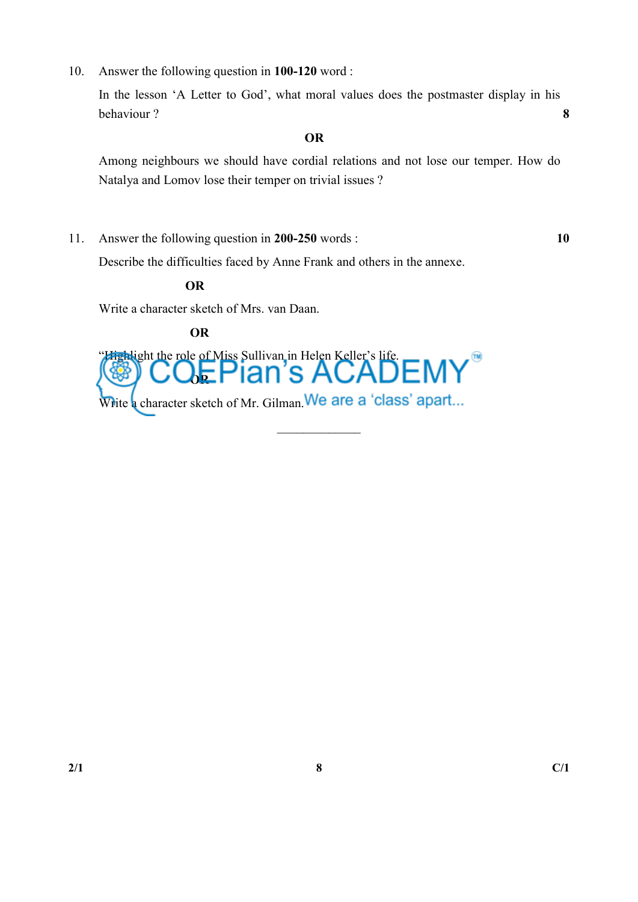10. Answer the following question in **100-120** word :

    In the lesson 'A Letter to God', what moral values does the postmaster display in his behaviour ? **8**

    **OR**

    Among neighbours we should have cordial relations and not lose our temper. How do Natalya and Lomov lose their temper on trivial issues ?

11. Answer the following question in **200-250** words : **10**

    Describe the difficulties faced by Anne Frank and others in the annexe.

    **OR**

    Write a character sketch of Mrs. van Daan.

    **OR**

    "Highlight the role of Miss Sullivan in Helen Keller's life.

    **OR**

    Write a character sketch of Mr. Gilman.